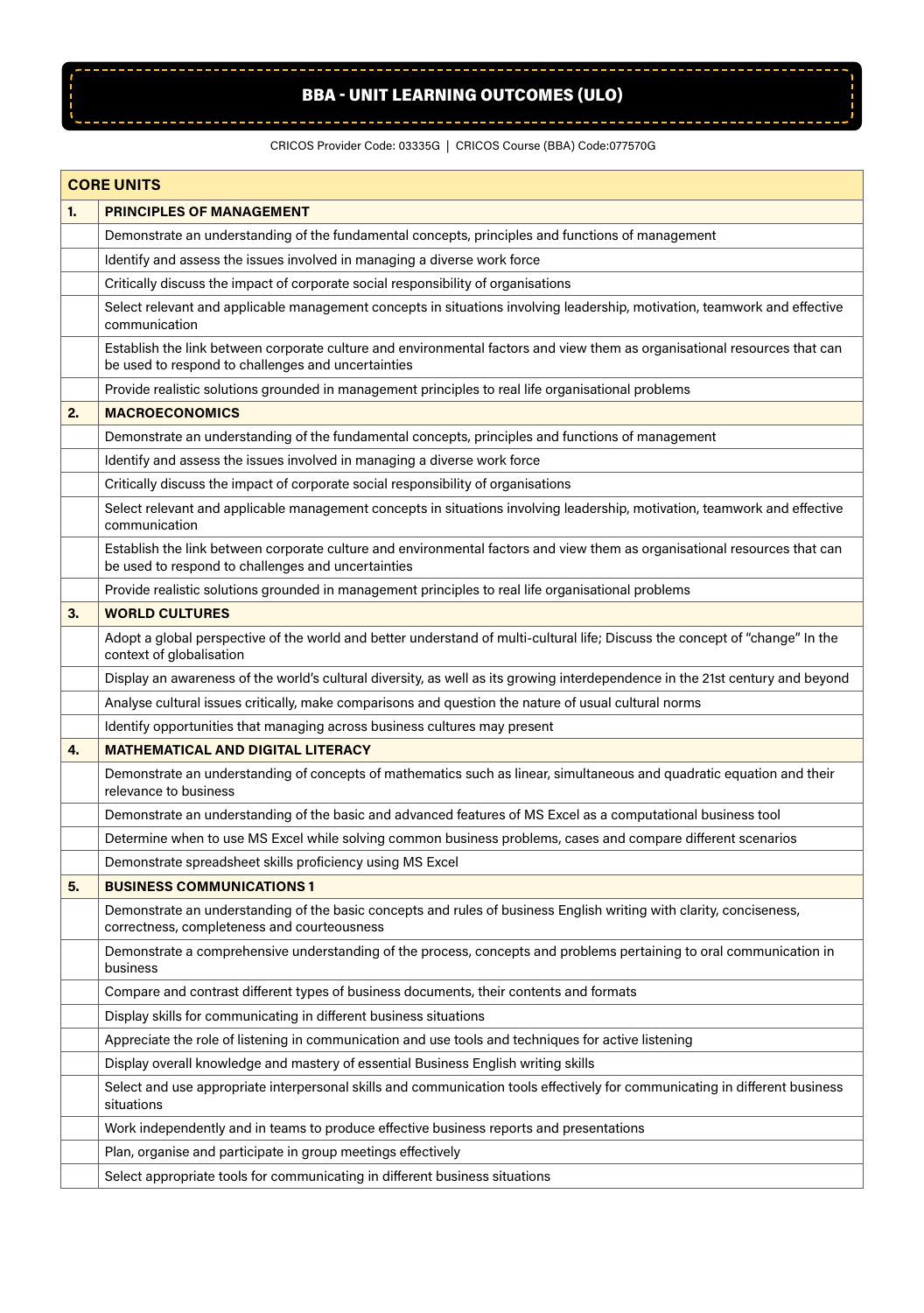# BBA - UNIT LEARNING OUTCOMES (ULO)

CRICOS Provider Code: 03335G | CRICOS Course (BBA) Code:077570G

| CORE UNITS | |
|---|---|
| **1.** | **PRINCIPLES OF MANAGEMENT** |
| | Demonstrate an understanding of the fundamental concepts, principles and functions of management |
| | Identify and assess the issues involved in managing a diverse work force |
| | Critically discuss the impact of corporate social responsibility of organisations |
| | Select relevant and applicable management concepts in situations involving leadership, motivation, teamwork and effective communication |
| | Establish the link between corporate culture and environmental factors and view them as organisational resources that can be used to respond to challenges and uncertainties |
| | Provide realistic solutions grounded in management principles to real life organisational problems |
| **2.** | **MACROECONOMICS** |
| | Demonstrate an understanding of the fundamental concepts, principles and functions of management |
| | Identify and assess the issues involved in managing a diverse work force |
| | Critically discuss the impact of corporate social responsibility of organisations |
| | Select relevant and applicable management concepts in situations involving leadership, motivation, teamwork and effective communication |
| | Establish the link between corporate culture and environmental factors and view them as organisational resources that can be used to respond to challenges and uncertainties |
| | Provide realistic solutions grounded in management principles to real life organisational problems |
| **3.** | **WORLD CULTURES** |
| | Adopt a global perspective of the world and better understand of multi-cultural life; Discuss the concept of "change" In the context of globalisation |
| | Display an awareness of the world's cultural diversity, as well as its growing interdependence in the 21st century and beyond |
| | Analyse cultural issues critically, make comparisons and question the nature of usual cultural norms |
| | Identify opportunities that managing across business cultures may present |
| **4.** | **MATHEMATICAL AND DIGITAL LITERACY** |
| | Demonstrate an understanding of concepts of mathematics such as linear, simultaneous and quadratic equation and their relevance to business |
| | Demonstrate an understanding of the basic and advanced features of MS Excel as a computational business tool |
| | Determine when to use MS Excel while solving common business problems, cases and compare different scenarios |
| | Demonstrate spreadsheet skills proficiency using MS Excel |
| **5.** | **BUSINESS COMMUNICATIONS 1** |
| | Demonstrate an understanding of the basic concepts and rules of business English writing with clarity, conciseness, correctness, completeness and courteousness |
| | Demonstrate a comprehensive understanding of the process, concepts and problems pertaining to oral communication in business |
| | Compare and contrast different types of business documents, their contents and formats |
| | Display skills for communicating in different business situations |
| | Appreciate the role of listening in communication and use tools and techniques for active listening |
| | Display overall knowledge and mastery of essential Business English writing skills |
| | Select and use appropriate interpersonal skills and communication tools effectively for communicating in different business situations |
| | Work independently and in teams to produce effective business reports and presentations |
| | Plan, organise and participate in group meetings effectively |
| | Select appropriate tools for communicating in different business situations |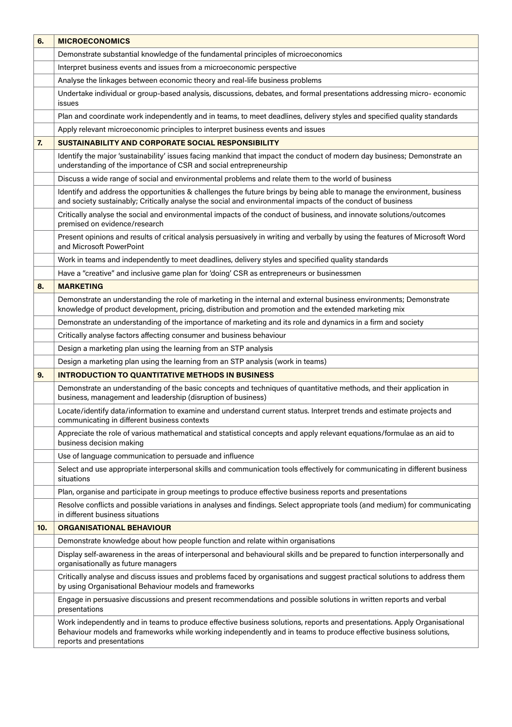| | |
|---|---|
| **6.** | **MICROECONOMICS** |
| | Demonstrate substantial knowledge of the fundamental principles of microeconomics |
| | Interpret business events and issues from a microeconomic perspective |
| | Analyse the linkages between economic theory and real-life business problems |
| | Undertake individual or group-based analysis, discussions, debates, and formal presentations addressing micro- economic issues |
| | Plan and coordinate work independently and in teams, to meet deadlines, delivery styles and specified quality standards |
| | Apply relevant microeconomic principles to interpret business events and issues |
| **7.** | **SUSTAINABILITY AND CORPORATE SOCIAL RESPONSIBILITY** |
| | Identify the major 'sustainability' issues facing mankind that impact the conduct of modern day business; Demonstrate an understanding of the importance of CSR and social entrepreneurship |
| | Discuss a wide range of social and environmental problems and relate them to the world of business |
| | Identify and address the opportunities & challenges the future brings by being able to manage the environment, business and society sustainably; Critically analyse the social and environmental impacts of the conduct of business |
| | Critically analyse the social and environmental impacts of the conduct of business, and innovate solutions/outcomes premised on evidence/research |
| | Present opinions and results of critical analysis persuasively in writing and verbally by using the features of Microsoft Word and Microsoft PowerPoint |
| | Work in teams and independently to meet deadlines, delivery styles and specified quality standards |
| | Have a "creative" and inclusive game plan for 'doing' CSR as entrepreneurs or businessmen |
| **8.** | **MARKETING** |
| | Demonstrate an understanding the role of marketing in the internal and external business environments; Demonstrate knowledge of product development, pricing, distribution and promotion and the extended marketing mix |
| | Demonstrate an understanding of the importance of marketing and its role and dynamics in a firm and society |
| | Critically analyse factors affecting consumer and business behaviour |
| | Design a marketing plan using the learning from an STP analysis |
| | Design a marketing plan using the learning from an STP analysis (work in teams) |
| **9.** | **INTRODUCTION TO QUANTITATIVE METHODS IN BUSINESS** |
| | Demonstrate an understanding of the basic concepts and techniques of quantitative methods, and their application in business, management and leadership (disruption of business) |
| | Locate/identify data/information to examine and understand current status. Interpret trends and estimate projects and communicating in different business contexts |
| | Appreciate the role of various mathematical and statistical concepts and apply relevant equations/formulae as an aid to business decision making |
| | Use of language communication to persuade and influence |
| | Select and use appropriate interpersonal skills and communication tools effectively for communicating in different business situations |
| | Plan, organise and participate in group meetings to produce effective business reports and presentations |
| | Resolve conflicts and possible variations in analyses and findings. Select appropriate tools (and medium) for communicating in different business situations |
| **10.** | **ORGANISATIONAL BEHAVIOUR** |
| | Demonstrate knowledge about how people function and relate within organisations |
| | Display self-awareness in the areas of interpersonal and behavioural skills and be prepared to function interpersonally and organisationally as future managers |
| | Critically analyse and discuss issues and problems faced by organisations and suggest practical solutions to address them by using Organisational Behaviour models and frameworks |
| | Engage in persuasive discussions and present recommendations and possible solutions in written reports and verbal presentations |
| | Work independently and in teams to produce effective business solutions, reports and presentations. Apply Organisational Behaviour models and frameworks while working independently and in teams to produce effective business solutions, reports and presentations |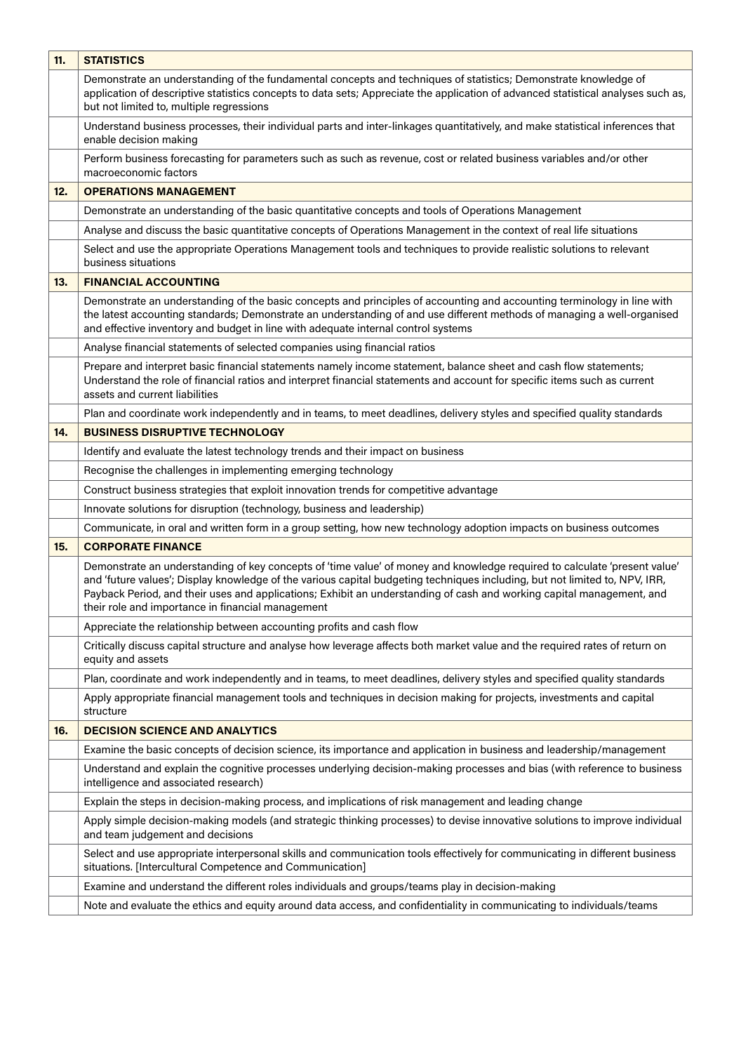| | |
|---|---|
| **11.** | **STATISTICS** |
| | Demonstrate an understanding of the fundamental concepts and techniques of statistics; Demonstrate knowledge of application of descriptive statistics concepts to data sets; Appreciate the application of advanced statistical analyses such as, but not limited to, multiple regressions |
| | Understand business processes, their individual parts and inter-linkages quantitatively, and make statistical inferences that enable decision making |
| | Perform business forecasting for parameters such as such as revenue, cost or related business variables and/or other macroeconomic factors |
| **12.** | **OPERATIONS MANAGEMENT** |
| | Demonstrate an understanding of the basic quantitative concepts and tools of Operations Management |
| | Analyse and discuss the basic quantitative concepts of Operations Management in the context of real life situations |
| | Select and use the appropriate Operations Management tools and techniques to provide realistic solutions to relevant business situations |
| **13.** | **FINANCIAL ACCOUNTING** |
| | Demonstrate an understanding of the basic concepts and principles of accounting and accounting terminology in line with the latest accounting standards; Demonstrate an understanding of and use different methods of managing a well-organised and effective inventory and budget in line with adequate internal control systems |
| | Analyse financial statements of selected companies using financial ratios |
| | Prepare and interpret basic financial statements namely income statement, balance sheet and cash flow statements; Understand the role of financial ratios and interpret financial statements and account for specific items such as current assets and current liabilities |
| | Plan and coordinate work independently and in teams, to meet deadlines, delivery styles and specified quality standards |
| **14.** | **BUSINESS DISRUPTIVE TECHNOLOGY** |
| | Identify and evaluate the latest technology trends and their impact on business |
| | Recognise the challenges in implementing emerging technology |
| | Construct business strategies that exploit innovation trends for competitive advantage |
| | Innovate solutions for disruption (technology, business and leadership) |
| | Communicate, in oral and written form in a group setting, how new technology adoption impacts on business outcomes |
| **15.** | **CORPORATE FINANCE** |
| | Demonstrate an understanding of key concepts of 'time value' of money and knowledge required to calculate 'present value' and 'future values'; Display knowledge of the various capital budgeting techniques including, but not limited to, NPV, IRR, Payback Period, and their uses and applications; Exhibit an understanding of cash and working capital management, and their role and importance in financial management |
| | Appreciate the relationship between accounting profits and cash flow |
| | Critically discuss capital structure and analyse how leverage affects both market value and the required rates of return on equity and assets |
| | Plan, coordinate and work independently and in teams, to meet deadlines, delivery styles and specified quality standards |
| | Apply appropriate financial management tools and techniques in decision making for projects, investments and capital structure |
| **16.** | **DECISION SCIENCE AND ANALYTICS** |
| | Examine the basic concepts of decision science, its importance and application in business and leadership/management |
| | Understand and explain the cognitive processes underlying decision-making processes and bias (with reference to business intelligence and associated research) |
| | Explain the steps in decision-making process, and implications of risk management and leading change |
| | Apply simple decision-making models (and strategic thinking processes) to devise innovative solutions to improve individual and team judgement and decisions |
| | Select and use appropriate interpersonal skills and communication tools effectively for communicating in different business situations. [Intercultural Competence and Communication] |
| | Examine and understand the different roles individuals and groups/teams play in decision-making |
| | Note and evaluate the ethics and equity around data access, and confidentiality in communicating to individuals/teams |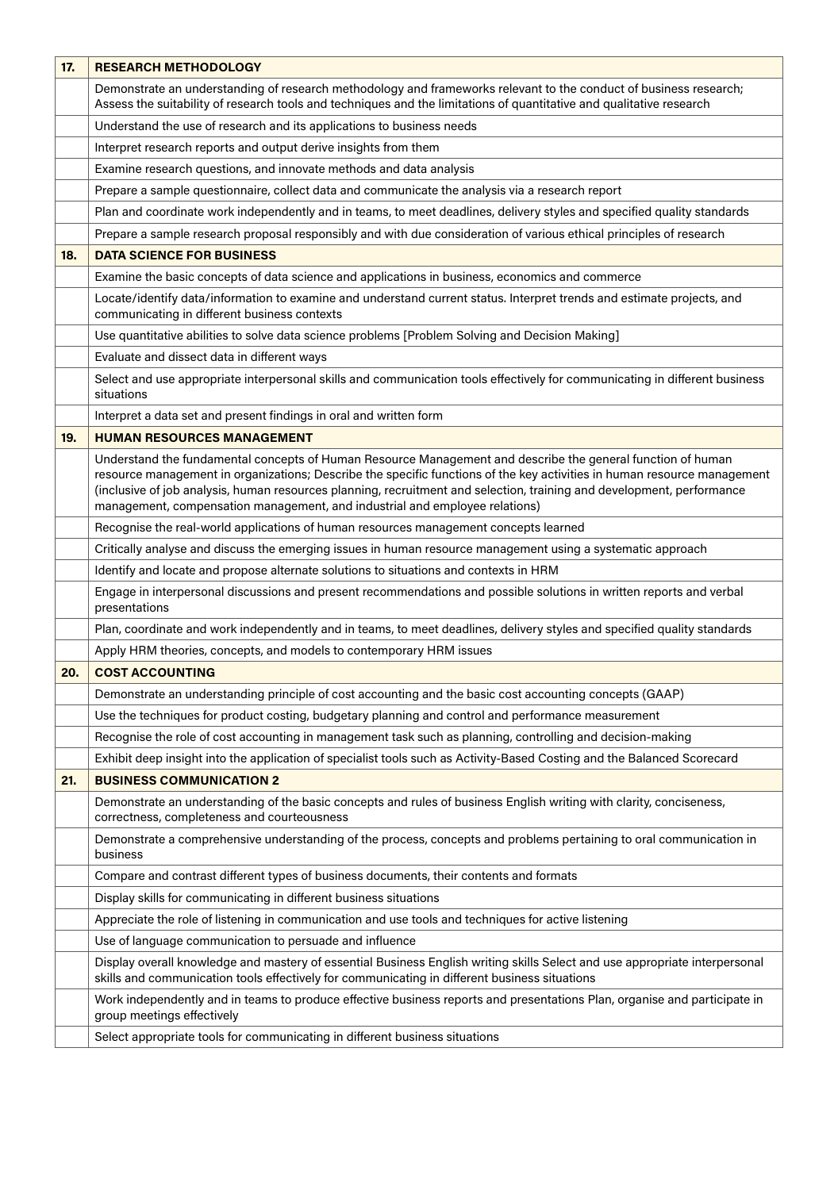| | |
|---|---|
| **17.** | **RESEARCH METHODOLOGY** |
| | Demonstrate an understanding of research methodology and frameworks relevant to the conduct of business research; Assess the suitability of research tools and techniques and the limitations of quantitative and qualitative research |
| | Understand the use of research and its applications to business needs |
| | Interpret research reports and output derive insights from them |
| | Examine research questions, and innovate methods and data analysis |
| | Prepare a sample questionnaire, collect data and communicate the analysis via a research report |
| | Plan and coordinate work independently and in teams, to meet deadlines, delivery styles and specified quality standards |
| | Prepare a sample research proposal responsibly and with due consideration of various ethical principles of research |
| **18.** | **DATA SCIENCE FOR BUSINESS** |
| | Examine the basic concepts of data science and applications in business, economics and commerce |
| | Locate/identify data/information to examine and understand current status. Interpret trends and estimate projects, and communicating in different business contexts |
| | Use quantitative abilities to solve data science problems [Problem Solving and Decision Making] |
| | Evaluate and dissect data in different ways |
| | Select and use appropriate interpersonal skills and communication tools effectively for communicating in different business situations |
| | Interpret a data set and present findings in oral and written form |
| **19.** | **HUMAN RESOURCES MANAGEMENT** |
| | Understand the fundamental concepts of Human Resource Management and describe the general function of human resource management in organizations; Describe the specific functions of the key activities in human resource management (inclusive of job analysis, human resources planning, recruitment and selection, training and development, performance management, compensation management, and industrial and employee relations) |
| | Recognise the real-world applications of human resources management concepts learned |
| | Critically analyse and discuss the emerging issues in human resource management using a systematic approach |
| | Identify and locate and propose alternate solutions to situations and contexts in HRM |
| | Engage in interpersonal discussions and present recommendations and possible solutions in written reports and verbal presentations |
| | Plan, coordinate and work independently and in teams, to meet deadlines, delivery styles and specified quality standards |
| | Apply HRM theories, concepts, and models to contemporary HRM issues |
| **20.** | **COST ACCOUNTING** |
| | Demonstrate an understanding principle of cost accounting and the basic cost accounting concepts (GAAP) |
| | Use the techniques for product costing, budgetary planning and control and performance measurement |
| | Recognise the role of cost accounting in management task such as planning, controlling and decision-making |
| | Exhibit deep insight into the application of specialist tools such as Activity-Based Costing and the Balanced Scorecard |
| **21.** | **BUSINESS COMMUNICATION 2** |
| | Demonstrate an understanding of the basic concepts and rules of business English writing with clarity, conciseness, correctness, completeness and courteousness |
| | Demonstrate a comprehensive understanding of the process, concepts and problems pertaining to oral communication in business |
| | Compare and contrast different types of business documents, their contents and formats |
| | Display skills for communicating in different business situations |
| | Appreciate the role of listening in communication and use tools and techniques for active listening |
| | Use of language communication to persuade and influence |
| | Display overall knowledge and mastery of essential Business English writing skills Select and use appropriate interpersonal skills and communication tools effectively for communicating in different business situations |
| | Work independently and in teams to produce effective business reports and presentations Plan, organise and participate in group meetings effectively |
| | Select appropriate tools for communicating in different business situations |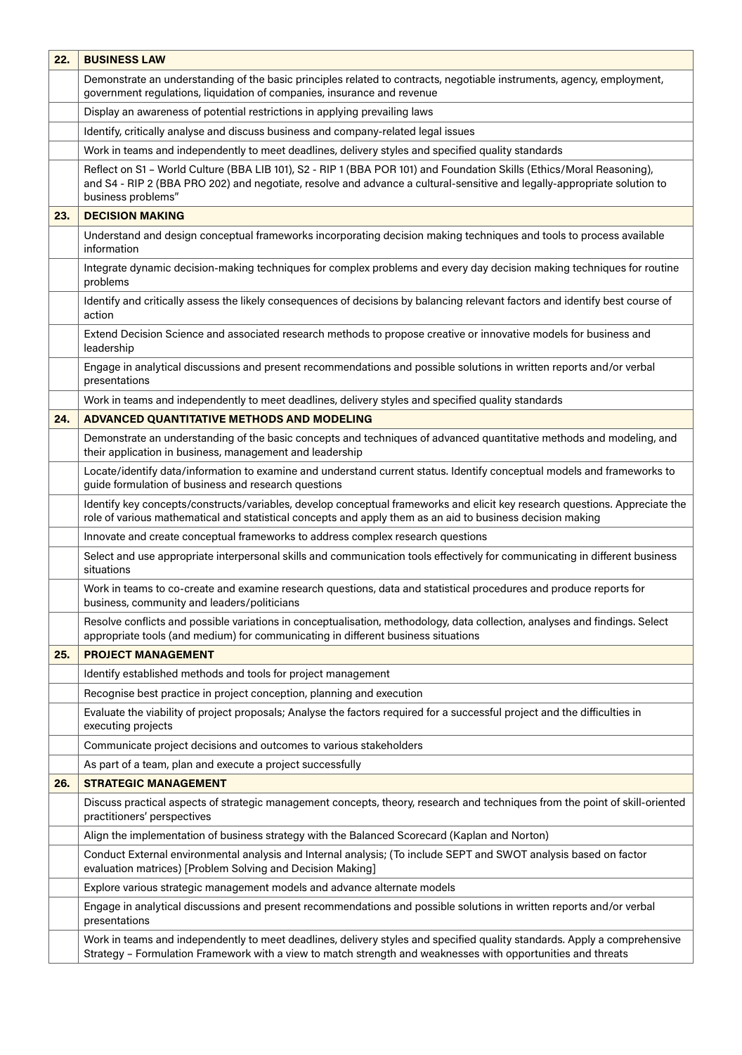| 22. | **BUSINESS LAW** |
| --- | --- |
| | Demonstrate an understanding of the basic principles related to contracts, negotiable instruments, agency, employment, government regulations, liquidation of companies, insurance and revenue |
| | Display an awareness of potential restrictions in applying prevailing laws |
| | Identify, critically analyse and discuss business and company-related legal issues |
| | Work in teams and independently to meet deadlines, delivery styles and specified quality standards |
| | Reflect on S1 – World Culture (BBA LIB 101), S2 - RIP 1 (BBA POR 101) and Foundation Skills (Ethics/Moral Reasoning), and S4 - RIP 2 (BBA PRO 202) and negotiate, resolve and advance a cultural-sensitive and legally-appropriate solution to business problems" |
| **23.** | **DECISION MAKING** |
| | Understand and design conceptual frameworks incorporating decision making techniques and tools to process available information |
| | Integrate dynamic decision-making techniques for complex problems and every day decision making techniques for routine problems |
| | Identify and critically assess the likely consequences of decisions by balancing relevant factors and identify best course of action |
| | Extend Decision Science and associated research methods to propose creative or innovative models for business and leadership |
| | Engage in analytical discussions and present recommendations and possible solutions in written reports and/or verbal presentations |
| | Work in teams and independently to meet deadlines, delivery styles and specified quality standards |
| **24.** | **ADVANCED QUANTITATIVE METHODS AND MODELING** |
| | Demonstrate an understanding of the basic concepts and techniques of advanced quantitative methods and modeling, and their application in business, management and leadership |
| | Locate/identify data/information to examine and understand current status. Identify conceptual models and frameworks to guide formulation of business and research questions |
| | Identify key concepts/constructs/variables, develop conceptual frameworks and elicit key research questions. Appreciate the role of various mathematical and statistical concepts and apply them as an aid to business decision making |
| | Innovate and create conceptual frameworks to address complex research questions |
| | Select and use appropriate interpersonal skills and communication tools effectively for communicating in different business situations |
| | Work in teams to co-create and examine research questions, data and statistical procedures and produce reports for business, community and leaders/politicians |
| | Resolve conflicts and possible variations in conceptualisation, methodology, data collection, analyses and findings. Select appropriate tools (and medium) for communicating in different business situations |
| **25.** | **PROJECT MANAGEMENT** |
| | Identify established methods and tools for project management |
| | Recognise best practice in project conception, planning and execution |
| | Evaluate the viability of project proposals; Analyse the factors required for a successful project and the difficulties in executing projects |
| | Communicate project decisions and outcomes to various stakeholders |
| | As part of a team, plan and execute a project successfully |
| **26.** | **STRATEGIC MANAGEMENT** |
| | Discuss practical aspects of strategic management concepts, theory, research and techniques from the point of skill-oriented practitioners' perspectives |
| | Align the implementation of business strategy with the Balanced Scorecard (Kaplan and Norton) |
| | Conduct External environmental analysis and Internal analysis; (To include SEPT and SWOT analysis based on factor evaluation matrices) [Problem Solving and Decision Making] |
| | Explore various strategic management models and advance alternate models |
| | Engage in analytical discussions and present recommendations and possible solutions in written reports and/or verbal presentations |
| | Work in teams and independently to meet deadlines, delivery styles and specified quality standards. Apply a comprehensive Strategy – Formulation Framework with a view to match strength and weaknesses with opportunities and threats |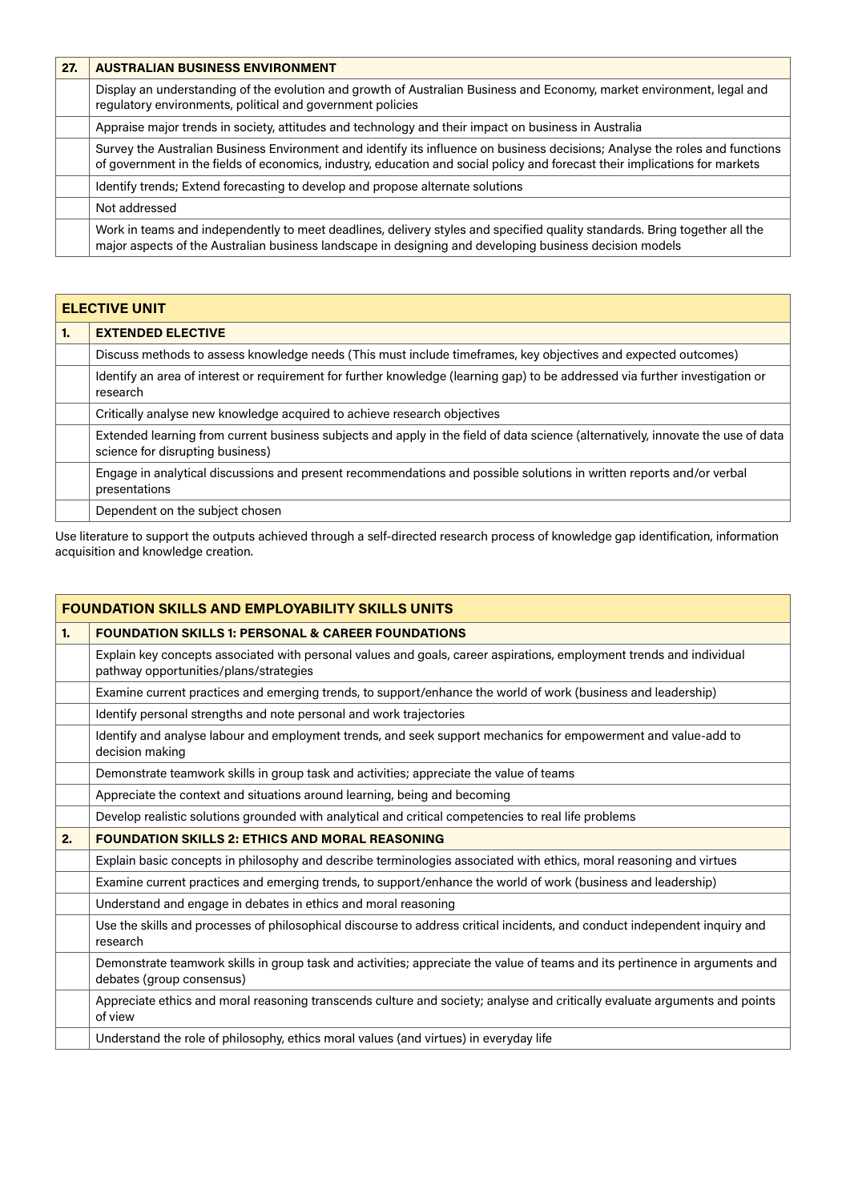| 27. | AUSTRALIAN BUSINESS ENVIRONMENT |
|---|---|
| | Display an understanding of the evolution and growth of Australian Business and Economy, market environment, legal and regulatory environments, political and government policies |
| | Appraise major trends in society, attitudes and technology and their impact on business in Australia |
| | Survey the Australian Business Environment and identify its influence on business decisions; Analyse the roles and functions of government in the fields of economics, industry, education and social policy and forecast their implications for markets |
| | Identify trends; Extend forecasting to develop and propose alternate solutions |
| | Not addressed |
| | Work in teams and independently to meet deadlines, delivery styles and specified quality standards. Bring together all the major aspects of the Australian business landscape in designing and developing business decision models |

| ELECTIVE UNIT | |
|---|---|
| **1.** | **EXTENDED ELECTIVE** |
| | Discuss methods to assess knowledge needs (This must include timeframes, key objectives and expected outcomes) |
| | Identify an area of interest or requirement for further knowledge (learning gap) to be addressed via further investigation or research |
| | Critically analyse new knowledge acquired to achieve research objectives |
| | Extended learning from current business subjects and apply in the field of data science (alternatively, innovate the use of data science for disrupting business) |
| | Engage in analytical discussions and present recommendations and possible solutions in written reports and/or verbal presentations |
| | Dependent on the subject chosen |

Use literature to support the outputs achieved through a self-directed research process of knowledge gap identification, information acquisition and knowledge creation.

| FOUNDATION SKILLS AND EMPLOYABILITY SKILLS UNITS | |
|---|---|
| **1.** | **FOUNDATION SKILLS 1: PERSONAL & CAREER FOUNDATIONS** |
| | Explain key concepts associated with personal values and goals, career aspirations, employment trends and individual pathway opportunities/plans/strategies |
| | Examine current practices and emerging trends, to support/enhance the world of work (business and leadership) |
| | Identify personal strengths and note personal and work trajectories |
| | Identify and analyse labour and employment trends, and seek support mechanics for empowerment and value-add to decision making |
| | Demonstrate teamwork skills in group task and activities; appreciate the value of teams |
| | Appreciate the context and situations around learning, being and becoming |
| | Develop realistic solutions grounded with analytical and critical competencies to real life problems |
| **2.** | **FOUNDATION SKILLS 2: ETHICS AND MORAL REASONING** |
| | Explain basic concepts in philosophy and describe terminologies associated with ethics, moral reasoning and virtues |
| | Examine current practices and emerging trends, to support/enhance the world of work (business and leadership) |
| | Understand and engage in debates in ethics and moral reasoning |
| | Use the skills and processes of philosophical discourse to address critical incidents, and conduct independent inquiry and research |
| | Demonstrate teamwork skills in group task and activities; appreciate the value of teams and its pertinence in arguments and debates (group consensus) |
| | Appreciate ethics and moral reasoning transcends culture and society; analyse and critically evaluate arguments and points of view |
| | Understand the role of philosophy, ethics moral values (and virtues) in everyday life |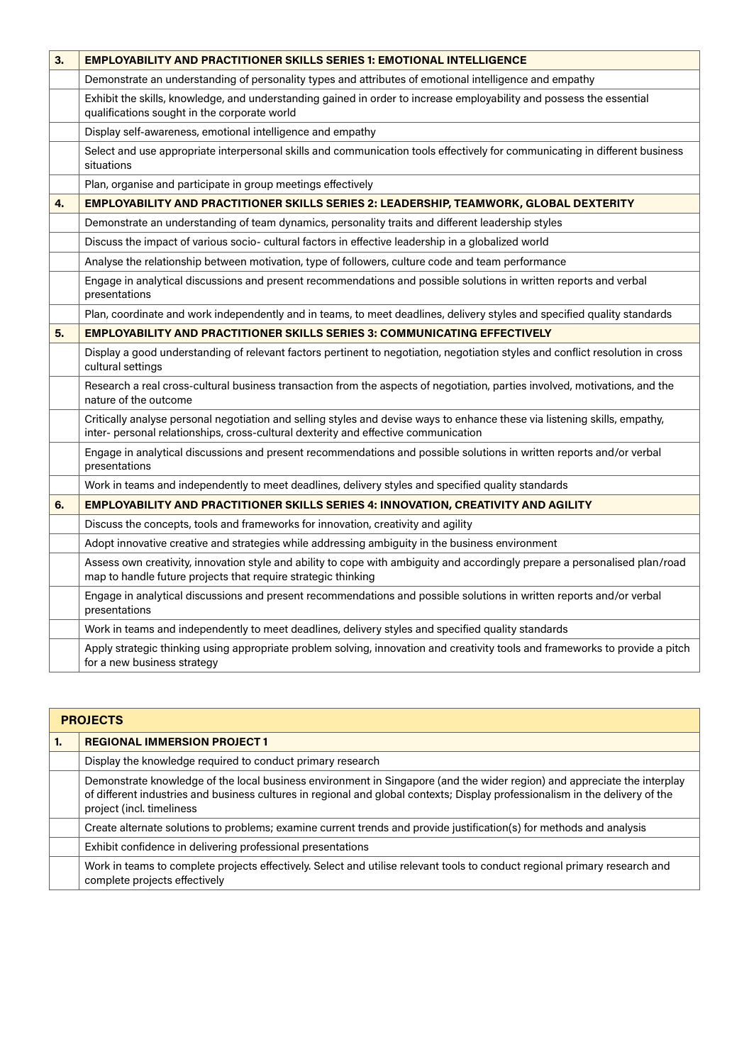| | |
|---|---|
| **3.** | **EMPLOYABILITY AND PRACTITIONER SKILLS SERIES 1: EMOTIONAL INTELLIGENCE** |
| | Demonstrate an understanding of personality types and attributes of emotional intelligence and empathy |
| | Exhibit the skills, knowledge, and understanding gained in order to increase employability and possess the essential qualifications sought in the corporate world |
| | Display self-awareness, emotional intelligence and empathy |
| | Select and use appropriate interpersonal skills and communication tools effectively for communicating in different business situations |
| | Plan, organise and participate in group meetings effectively |
| **4.** | **EMPLOYABILITY AND PRACTITIONER SKILLS SERIES 2: LEADERSHIP, TEAMWORK, GLOBAL DEXTERITY** |
| | Demonstrate an understanding of team dynamics, personality traits and different leadership styles |
| | Discuss the impact of various socio- cultural factors in effective leadership in a globalized world |
| | Analyse the relationship between motivation, type of followers, culture code and team performance |
| | Engage in analytical discussions and present recommendations and possible solutions in written reports and verbal presentations |
| | Plan, coordinate and work independently and in teams, to meet deadlines, delivery styles and specified quality standards |
| **5.** | **EMPLOYABILITY AND PRACTITIONER SKILLS SERIES 3: COMMUNICATING EFFECTIVELY** |
| | Display a good understanding of relevant factors pertinent to negotiation, negotiation styles and conflict resolution in cross cultural settings |
| | Research a real cross-cultural business transaction from the aspects of negotiation, parties involved, motivations, and the nature of the outcome |
| | Critically analyse personal negotiation and selling styles and devise ways to enhance these via listening skills, empathy, inter- personal relationships, cross-cultural dexterity and effective communication |
| | Engage in analytical discussions and present recommendations and possible solutions in written reports and/or verbal presentations |
| | Work in teams and independently to meet deadlines, delivery styles and specified quality standards |
| **6.** | **EMPLOYABILITY AND PRACTITIONER SKILLS SERIES 4: INNOVATION, CREATIVITY AND AGILITY** |
| | Discuss the concepts, tools and frameworks for innovation, creativity and agility |
| | Adopt innovative creative and strategies while addressing ambiguity in the business environment |
| | Assess own creativity, innovation style and ability to cope with ambiguity and accordingly prepare a personalised plan/road map to handle future projects that require strategic thinking |
| | Engage in analytical discussions and present recommendations and possible solutions in written reports and/or verbal presentations |
| | Work in teams and independently to meet deadlines, delivery styles and specified quality standards |
| | Apply strategic thinking using appropriate problem solving, innovation and creativity tools and frameworks to provide a pitch for a new business strategy |

| **PROJECTS** | |
|---|---|
| **1.** | **REGIONAL IMMERSION PROJECT 1** |
| | Display the knowledge required to conduct primary research |
| | Demonstrate knowledge of the local business environment in Singapore (and the wider region) and appreciate the interplay of different industries and business cultures in regional and global contexts; Display professionalism in the delivery of the project (incl. timeliness |
| | Create alternate solutions to problems; examine current trends and provide justification(s) for methods and analysis |
| | Exhibit confidence in delivering professional presentations |
| | Work in teams to complete projects effectively. Select and utilise relevant tools to conduct regional primary research and complete projects effectively |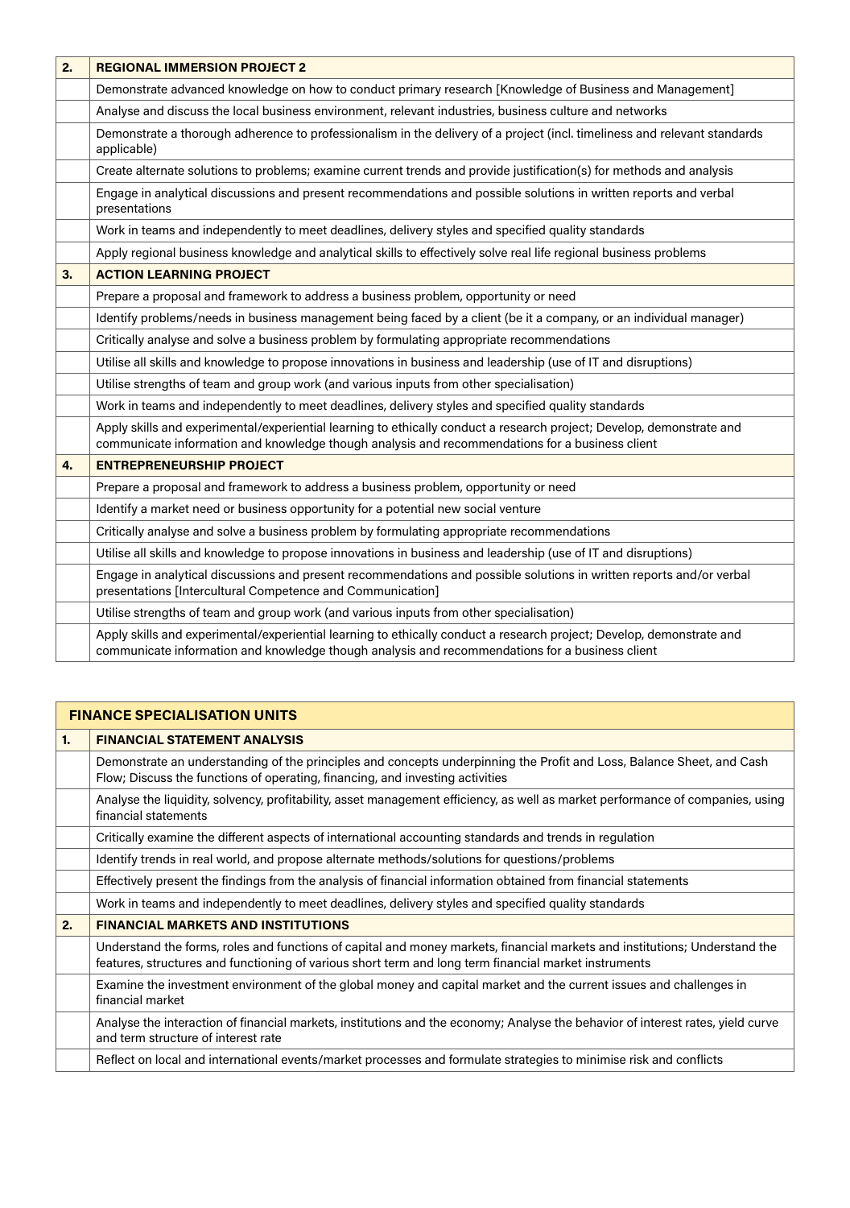| 2. | **REGIONAL IMMERSION PROJECT 2** |
|---|---|
| | Demonstrate advanced knowledge on how to conduct primary research [Knowledge of Business and Management] |
| | Analyse and discuss the local business environment, relevant industries, business culture and networks |
| | Demonstrate a thorough adherence to professionalism in the delivery of a project (incl. timeliness and relevant standards applicable) |
| | Create alternate solutions to problems; examine current trends and provide justification(s) for methods and analysis |
| | Engage in analytical discussions and present recommendations and possible solutions in written reports and verbal presentations |
| | Work in teams and independently to meet deadlines, delivery styles and specified quality standards |
| | Apply regional business knowledge and analytical skills to effectively solve real life regional business problems |
| 3. | **ACTION LEARNING PROJECT** |
| | Prepare a proposal and framework to address a business problem, opportunity or need |
| | Identify problems/needs in business management being faced by a client (be it a company, or an individual manager) |
| | Critically analyse and solve a business problem by formulating appropriate recommendations |
| | Utilise all skills and knowledge to propose innovations in business and leadership (use of IT and disruptions) |
| | Utilise strengths of team and group work (and various inputs from other specialisation) |
| | Work in teams and independently to meet deadlines, delivery styles and specified quality standards |
| | Apply skills and experimental/experiential learning to ethically conduct a research project; Develop, demonstrate and communicate information and knowledge though analysis and recommendations for a business client |
| 4. | **ENTREPRENEURSHIP PROJECT** |
| | Prepare a proposal and framework to address a business problem, opportunity or need |
| | Identify a market need or business opportunity for a potential new social venture |
| | Critically analyse and solve a business problem by formulating appropriate recommendations |
| | Utilise all skills and knowledge to propose innovations in business and leadership (use of IT and disruptions) |
| | Engage in analytical discussions and present recommendations and possible solutions in written reports and/or verbal presentations [Intercultural Competence and Communication] |
| | Utilise strengths of team and group work (and various inputs from other specialisation) |
| | Apply skills and experimental/experiential learning to ethically conduct a research project; Develop, demonstrate and communicate information and knowledge though analysis and recommendations for a business client |

| **FINANCE SPECIALISATION UNITS** | |
|---|---|
| 1. | **FINANCIAL STATEMENT ANALYSIS** |
| | Demonstrate an understanding of the principles and concepts underpinning the Profit and Loss, Balance Sheet, and Cash Flow; Discuss the functions of operating, financing, and investing activities |
| | Analyse the liquidity, solvency, profitability, asset management efficiency, as well as market performance of companies, using financial statements |
| | Critically examine the different aspects of international accounting standards and trends in regulation |
| | Identify trends in real world, and propose alternate methods/solutions for questions/problems |
| | Effectively present the findings from the analysis of financial information obtained from financial statements |
| | Work in teams and independently to meet deadlines, delivery styles and specified quality standards |
| 2. | **FINANCIAL MARKETS AND INSTITUTIONS** |
| | Understand the forms, roles and functions of capital and money markets, financial markets and institutions; Understand the features, structures and functioning of various short term and long term financial market instruments |
| | Examine the investment environment of the global money and capital market and the current issues and challenges in financial market |
| | Analyse the interaction of financial markets, institutions and the economy; Analyse the behavior of interest rates, yield curve and term structure of interest rate |
| | Reflect on local and international events/market processes and formulate strategies to minimise risk and conflicts |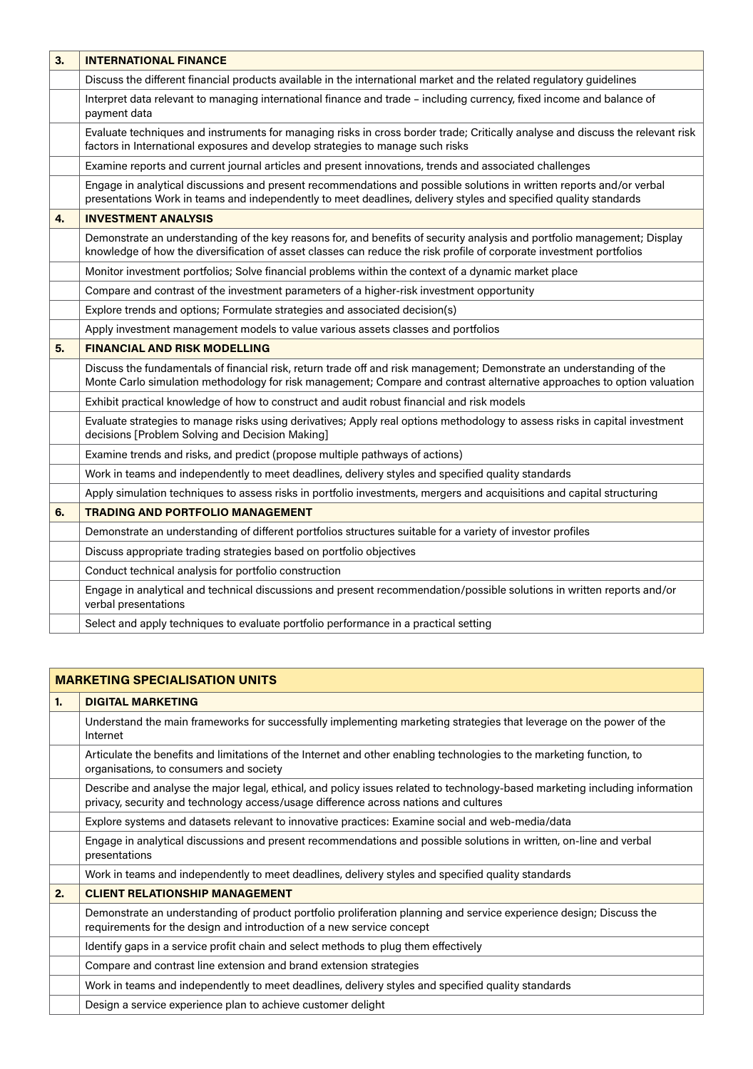| | |
|---|---|
| **3.** | **INTERNATIONAL FINANCE** |
| | Discuss the different financial products available in the international market and the related regulatory guidelines |
| | Interpret data relevant to managing international finance and trade – including currency, fixed income and balance of payment data |
| | Evaluate techniques and instruments for managing risks in cross border trade; Critically analyse and discuss the relevant risk factors in International exposures and develop strategies to manage such risks |
| | Examine reports and current journal articles and present innovations, trends and associated challenges |
| | Engage in analytical discussions and present recommendations and possible solutions in written reports and/or verbal presentations Work in teams and independently to meet deadlines, delivery styles and specified quality standards |
| **4.** | **INVESTMENT ANALYSIS** |
| | Demonstrate an understanding of the key reasons for, and benefits of security analysis and portfolio management; Display knowledge of how the diversification of asset classes can reduce the risk profile of corporate investment portfolios |
| | Monitor investment portfolios; Solve financial problems within the context of a dynamic market place |
| | Compare and contrast of the investment parameters of a higher-risk investment opportunity |
| | Explore trends and options; Formulate strategies and associated decision(s) |
| | Apply investment management models to value various assets classes and portfolios |
| **5.** | **FINANCIAL AND RISK MODELLING** |
| | Discuss the fundamentals of financial risk, return trade off and risk management; Demonstrate an understanding of the Monte Carlo simulation methodology for risk management; Compare and contrast alternative approaches to option valuation |
| | Exhibit practical knowledge of how to construct and audit robust financial and risk models |
| | Evaluate strategies to manage risks using derivatives; Apply real options methodology to assess risks in capital investment decisions [Problem Solving and Decision Making] |
| | Examine trends and risks, and predict (propose multiple pathways of actions) |
| | Work in teams and independently to meet deadlines, delivery styles and specified quality standards |
| | Apply simulation techniques to assess risks in portfolio investments, mergers and acquisitions and capital structuring |
| **6.** | **TRADING AND PORTFOLIO MANAGEMENT** |
| | Demonstrate an understanding of different portfolios structures suitable for a variety of investor profiles |
| | Discuss appropriate trading strategies based on portfolio objectives |
| | Conduct technical analysis for portfolio construction |
| | Engage in analytical and technical discussions and present recommendation/possible solutions in written reports and/or verbal presentations |
| | Select and apply techniques to evaluate portfolio performance in a practical setting |

| **MARKETING SPECIALISATION UNITS** | |
|---|---|
| **1.** | **DIGITAL MARKETING** |
| | Understand the main frameworks for successfully implementing marketing strategies that leverage on the power of the Internet |
| | Articulate the benefits and limitations of the Internet and other enabling technologies to the marketing function, to organisations, to consumers and society |
| | Describe and analyse the major legal, ethical, and policy issues related to technology-based marketing including information privacy, security and technology access/usage difference across nations and cultures |
| | Explore systems and datasets relevant to innovative practices: Examine social and web-media/data |
| | Engage in analytical discussions and present recommendations and possible solutions in written, on-line and verbal presentations |
| | Work in teams and independently to meet deadlines, delivery styles and specified quality standards |
| **2.** | **CLIENT RELATIONSHIP MANAGEMENT** |
| | Demonstrate an understanding of product portfolio proliferation planning and service experience design; Discuss the requirements for the design and introduction of a new service concept |
| | Identify gaps in a service profit chain and select methods to plug them effectively |
| | Compare and contrast line extension and brand extension strategies |
| | Work in teams and independently to meet deadlines, delivery styles and specified quality standards |
| | Design a service experience plan to achieve customer delight |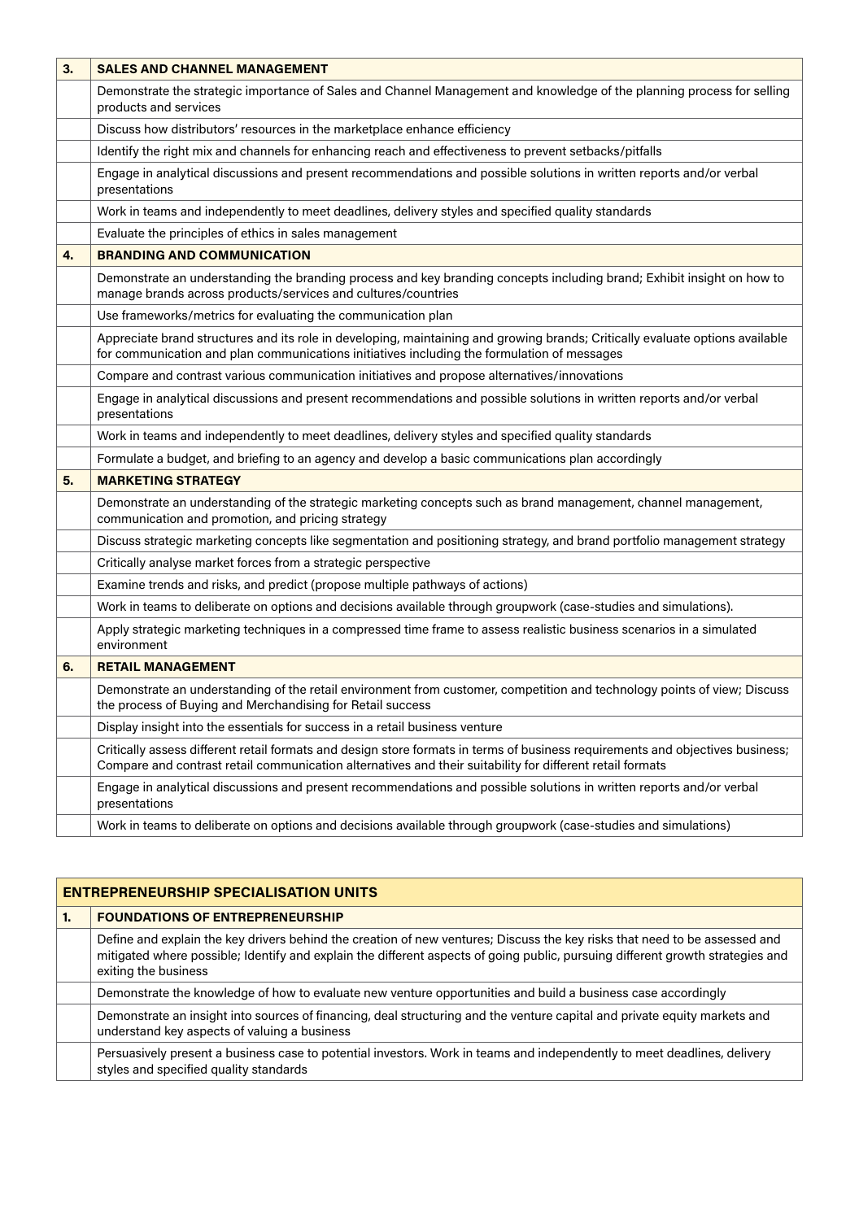| 3. | SALES AND CHANNEL MANAGEMENT |
| --- | --- |
| | Demonstrate the strategic importance of Sales and Channel Management and knowledge of the planning process for selling products and services |
| | Discuss how distributors' resources in the marketplace enhance efficiency |
| | Identify the right mix and channels for enhancing reach and effectiveness to prevent setbacks/pitfalls |
| | Engage in analytical discussions and present recommendations and possible solutions in written reports and/or verbal presentations |
| | Work in teams and independently to meet deadlines, delivery styles and specified quality standards |
| | Evaluate the principles of ethics in sales management |
| **4.** | **BRANDING AND COMMUNICATION** |
| | Demonstrate an understanding the branding process and key branding concepts including brand; Exhibit insight on how to manage brands across products/services and cultures/countries |
| | Use frameworks/metrics for evaluating the communication plan |
| | Appreciate brand structures and its role in developing, maintaining and growing brands; Critically evaluate options available for communication and plan communications initiatives including the formulation of messages |
| | Compare and contrast various communication initiatives and propose alternatives/innovations |
| | Engage in analytical discussions and present recommendations and possible solutions in written reports and/or verbal presentations |
| | Work in teams and independently to meet deadlines, delivery styles and specified quality standards |
| | Formulate a budget, and briefing to an agency and develop a basic communications plan accordingly |
| **5.** | **MARKETING STRATEGY** |
| | Demonstrate an understanding of the strategic marketing concepts such as brand management, channel management, communication and promotion, and pricing strategy |
| | Discuss strategic marketing concepts like segmentation and positioning strategy, and brand portfolio management strategy |
| | Critically analyse market forces from a strategic perspective |
| | Examine trends and risks, and predict (propose multiple pathways of actions) |
| | Work in teams to deliberate on options and decisions available through groupwork (case-studies and simulations). |
| | Apply strategic marketing techniques in a compressed time frame to assess realistic business scenarios in a simulated environment |
| **6.** | **RETAIL MANAGEMENT** |
| | Demonstrate an understanding of the retail environment from customer, competition and technology points of view; Discuss the process of Buying and Merchandising for Retail success |
| | Display insight into the essentials for success in a retail business venture |
| | Critically assess different retail formats and design store formats in terms of business requirements and objectives business; Compare and contrast retail communication alternatives and their suitability for different retail formats |
| | Engage in analytical discussions and present recommendations and possible solutions in written reports and/or verbal presentations |
| | Work in teams to deliberate on options and decisions available through groupwork (case-studies and simulations) |

| ENTREPRENEURSHIP SPECIALISATION UNITS | |
| --- | --- |
| **1.** | **FOUNDATIONS OF ENTREPRENEURSHIP** |
| | Define and explain the key drivers behind the creation of new ventures; Discuss the key risks that need to be assessed and mitigated where possible; Identify and explain the different aspects of going public, pursuing different growth strategies and exiting the business |
| | Demonstrate the knowledge of how to evaluate new venture opportunities and build a business case accordingly |
| | Demonstrate an insight into sources of financing, deal structuring and the venture capital and private equity markets and understand key aspects of valuing a business |
| | Persuasively present a business case to potential investors. Work in teams and independently to meet deadlines, delivery styles and specified quality standards |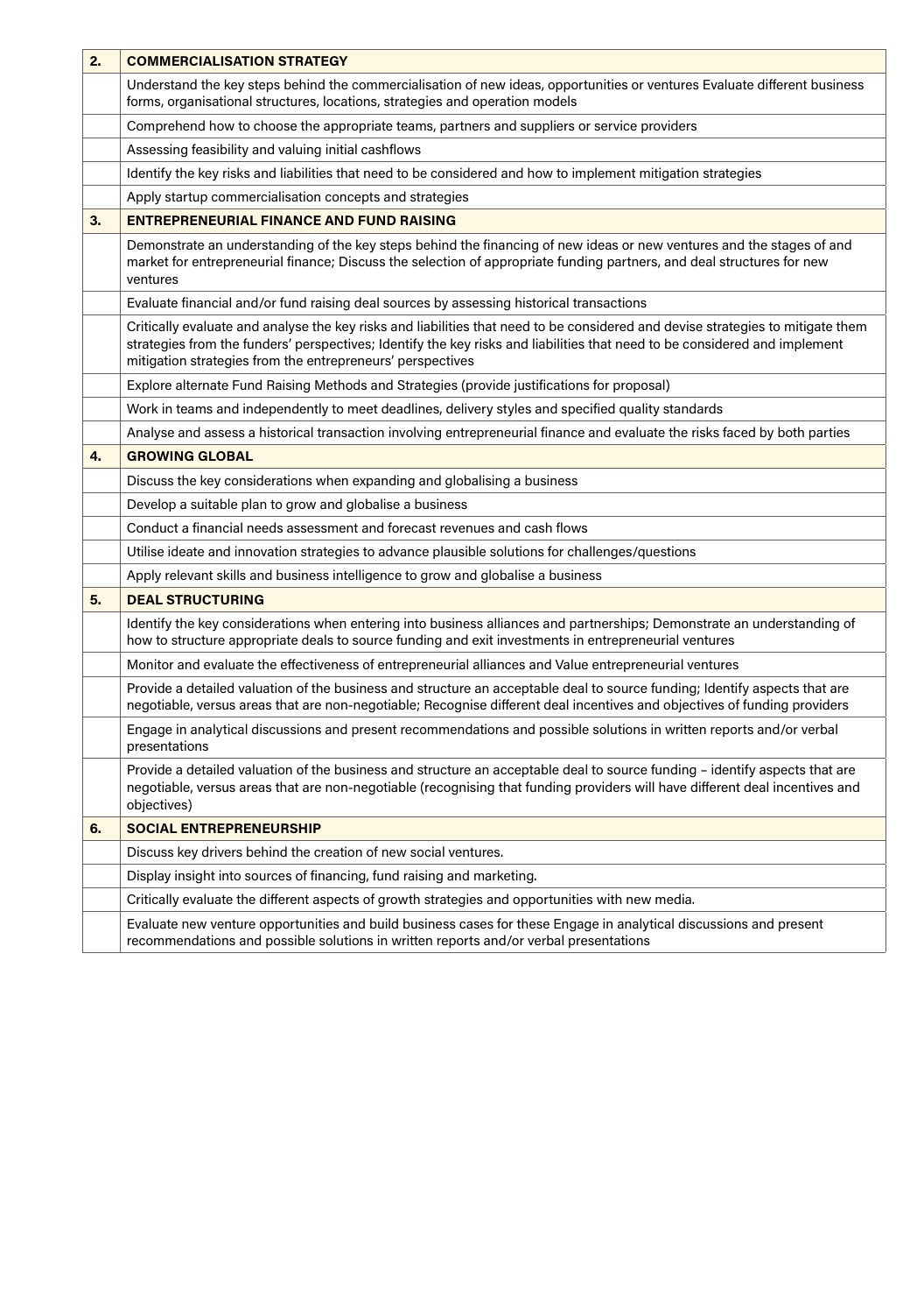| | |
|---|---|
| **2.** | **COMMERCIALISATION STRATEGY** |
| | Understand the key steps behind the commercialisation of new ideas, opportunities or ventures Evaluate different business forms, organisational structures, locations, strategies and operation models |
| | Comprehend how to choose the appropriate teams, partners and suppliers or service providers |
| | Assessing feasibility and valuing initial cashflows |
| | Identify the key risks and liabilities that need to be considered and how to implement mitigation strategies |
| | Apply startup commercialisation concepts and strategies |
| **3.** | **ENTREPRENEURIAL FINANCE AND FUND RAISING** |
| | Demonstrate an understanding of the key steps behind the financing of new ideas or new ventures and the stages of and market for entrepreneurial finance; Discuss the selection of appropriate funding partners, and deal structures for new ventures |
| | Evaluate financial and/or fund raising deal sources by assessing historical transactions |
| | Critically evaluate and analyse the key risks and liabilities that need to be considered and devise strategies to mitigate them strategies from the funders' perspectives; Identify the key risks and liabilities that need to be considered and implement mitigation strategies from the entrepreneurs' perspectives |
| | Explore alternate Fund Raising Methods and Strategies (provide justifications for proposal) |
| | Work in teams and independently to meet deadlines, delivery styles and specified quality standards |
| | Analyse and assess a historical transaction involving entrepreneurial finance and evaluate the risks faced by both parties |
| **4.** | **GROWING GLOBAL** |
| | Discuss the key considerations when expanding and globalising a business |
| | Develop a suitable plan to grow and globalise a business |
| | Conduct a financial needs assessment and forecast revenues and cash flows |
| | Utilise ideate and innovation strategies to advance plausible solutions for challenges/questions |
| | Apply relevant skills and business intelligence to grow and globalise a business |
| **5.** | **DEAL STRUCTURING** |
| | Identify the key considerations when entering into business alliances and partnerships; Demonstrate an understanding of how to structure appropriate deals to source funding and exit investments in entrepreneurial ventures |
| | Monitor and evaluate the effectiveness of entrepreneurial alliances and Value entrepreneurial ventures |
| | Provide a detailed valuation of the business and structure an acceptable deal to source funding; Identify aspects that are negotiable, versus areas that are non-negotiable; Recognise different deal incentives and objectives of funding providers |
| | Engage in analytical discussions and present recommendations and possible solutions in written reports and/or verbal presentations |
| | Provide a detailed valuation of the business and structure an acceptable deal to source funding – identify aspects that are negotiable, versus areas that are non-negotiable (recognising that funding providers will have different deal incentives and objectives) |
| **6.** | **SOCIAL ENTREPRENEURSHIP** |
| | Discuss key drivers behind the creation of new social ventures. |
| | Display insight into sources of financing, fund raising and marketing. |
| | Critically evaluate the different aspects of growth strategies and opportunities with new media. |
| | Evaluate new venture opportunities and build business cases for these Engage in analytical discussions and present recommendations and possible solutions in written reports and/or verbal presentations |